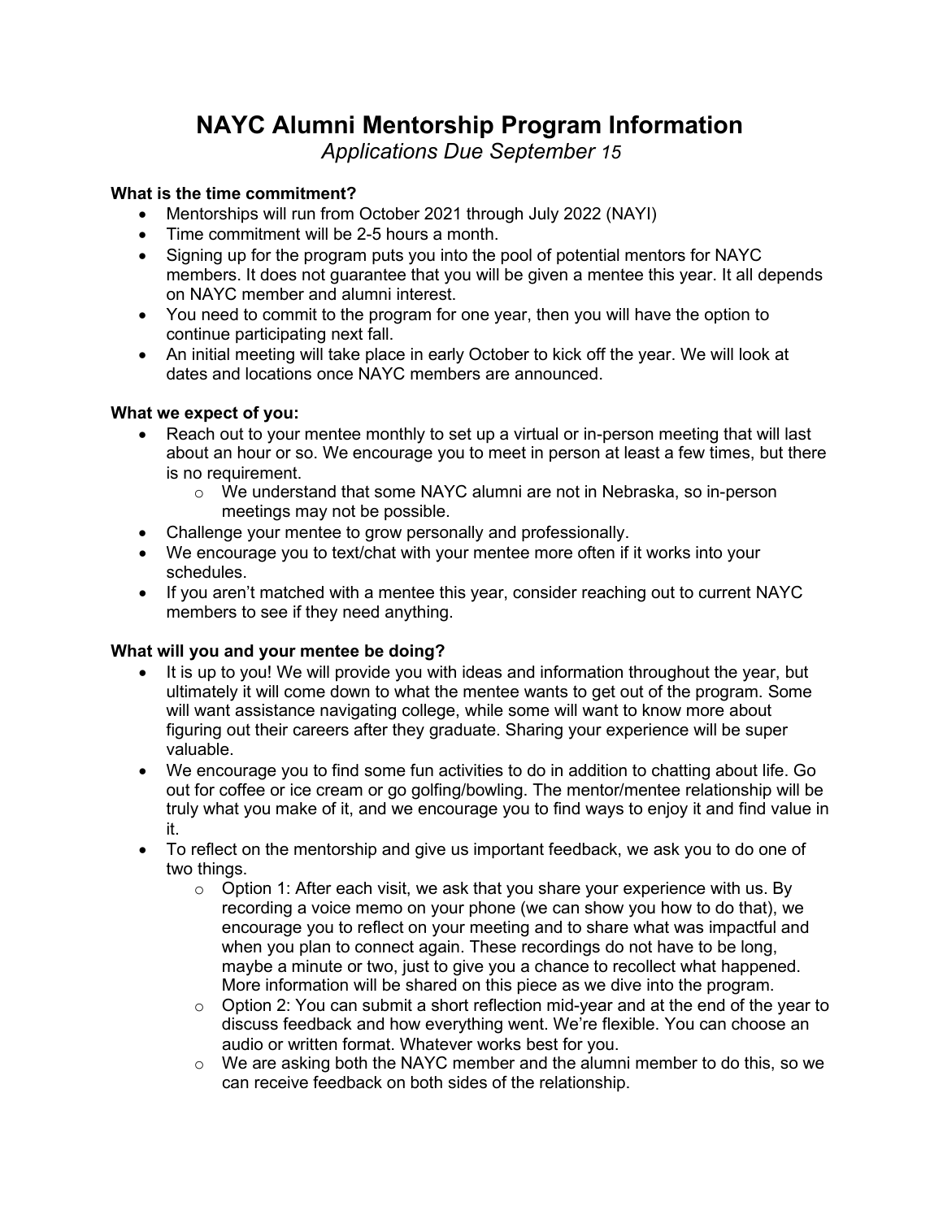# NAYC Alumni Mentorship Program Information

*Applications Due September 15*

**What is the time commitment?**

- Mentorships will run from October 2021 through July 2022 (NAYI)
- Time commitment will be 2-5 hours a month.
- Signing up for the program puts you into the pool of potential mentors for NAYC members. It does not guarantee that you will be given a mentee this year. It all depends on NAYC member and alumni interest.
- You need to commit to the program for one year, then you will have the option to continue participating next fall.
- An initial meeting will take place in early October to kick off the year. We will look at dates and locations once NAYC members are announced.

**What we expect of you:**

- Reach out to your mentee monthly to set up a virtual or in-person meeting that will last about an hour or so. We encourage you to meet in person at least a few times, but there is no requirement.
  - We understand that some NAYC alumni are not in Nebraska, so in-person meetings may not be possible.
- Challenge your mentee to grow personally and professionally.
- We encourage you to text/chat with your mentee more often if it works into your schedules.
- If you aren't matched with a mentee this year, consider reaching out to current NAYC members to see if they need anything.

**What will you and your mentee be doing?**

- It is up to you! We will provide you with ideas and information throughout the year, but ultimately it will come down to what the mentee wants to get out of the program. Some will want assistance navigating college, while some will want to know more about figuring out their careers after they graduate. Sharing your experience will be super valuable.
- We encourage you to find some fun activities to do in addition to chatting about life. Go out for coffee or ice cream or go golfing/bowling. The mentor/mentee relationship will be truly what you make of it, and we encourage you to find ways to enjoy it and find value in it.
- To reflect on the mentorship and give us important feedback, we ask you to do one of two things.
  - Option 1: After each visit, we ask that you share your experience with us. By recording a voice memo on your phone (we can show you how to do that), we encourage you to reflect on your meeting and to share what was impactful and when you plan to connect again. These recordings do not have to be long, maybe a minute or two, just to give you a chance to recollect what happened. More information will be shared on this piece as we dive into the program.
  - Option 2: You can submit a short reflection mid-year and at the end of the year to discuss feedback and how everything went. We're flexible. You can choose an audio or written format. Whatever works best for you.
  - We are asking both the NAYC member and the alumni member to do this, so we can receive feedback on both sides of the relationship.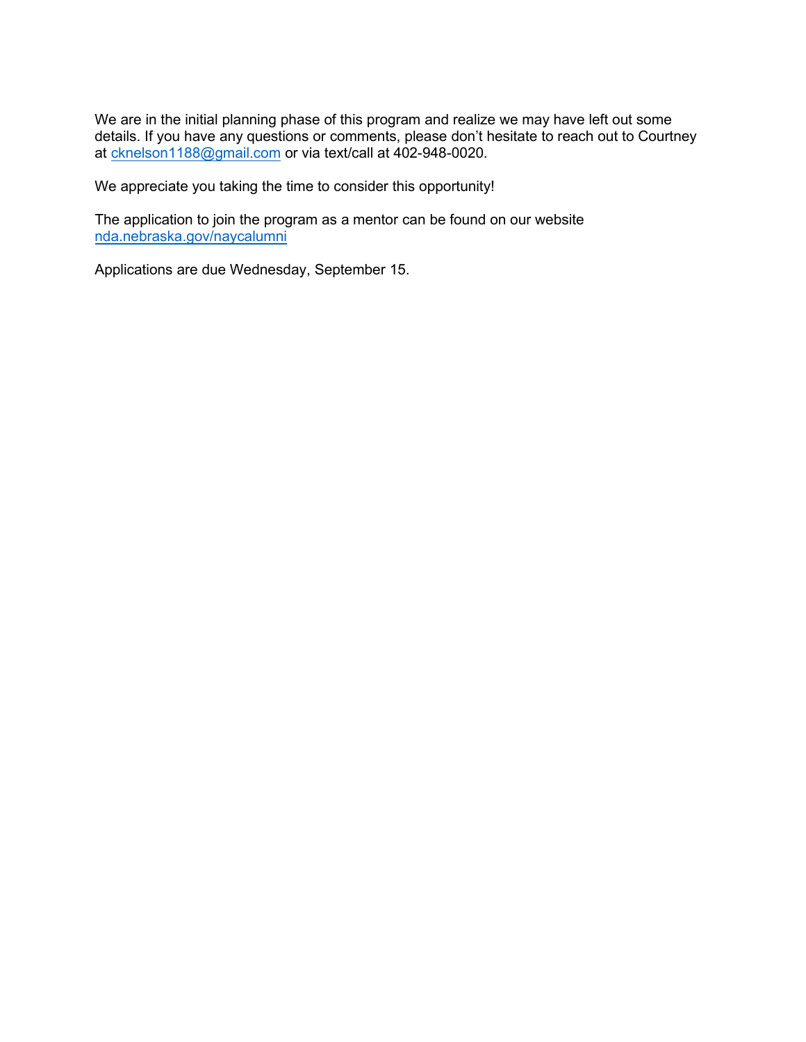We are in the initial planning phase of this program and realize we may have left out some details. If you have any questions or comments, please don't hesitate to reach out to Courtney at cknelson1188@gmail.com or via text/call at 402-948-0020.

We appreciate you taking the time to consider this opportunity!

The application to join the program as a mentor can be found on our website nda.nebraska.gov/naycalumni

Applications are due Wednesday, September 15.